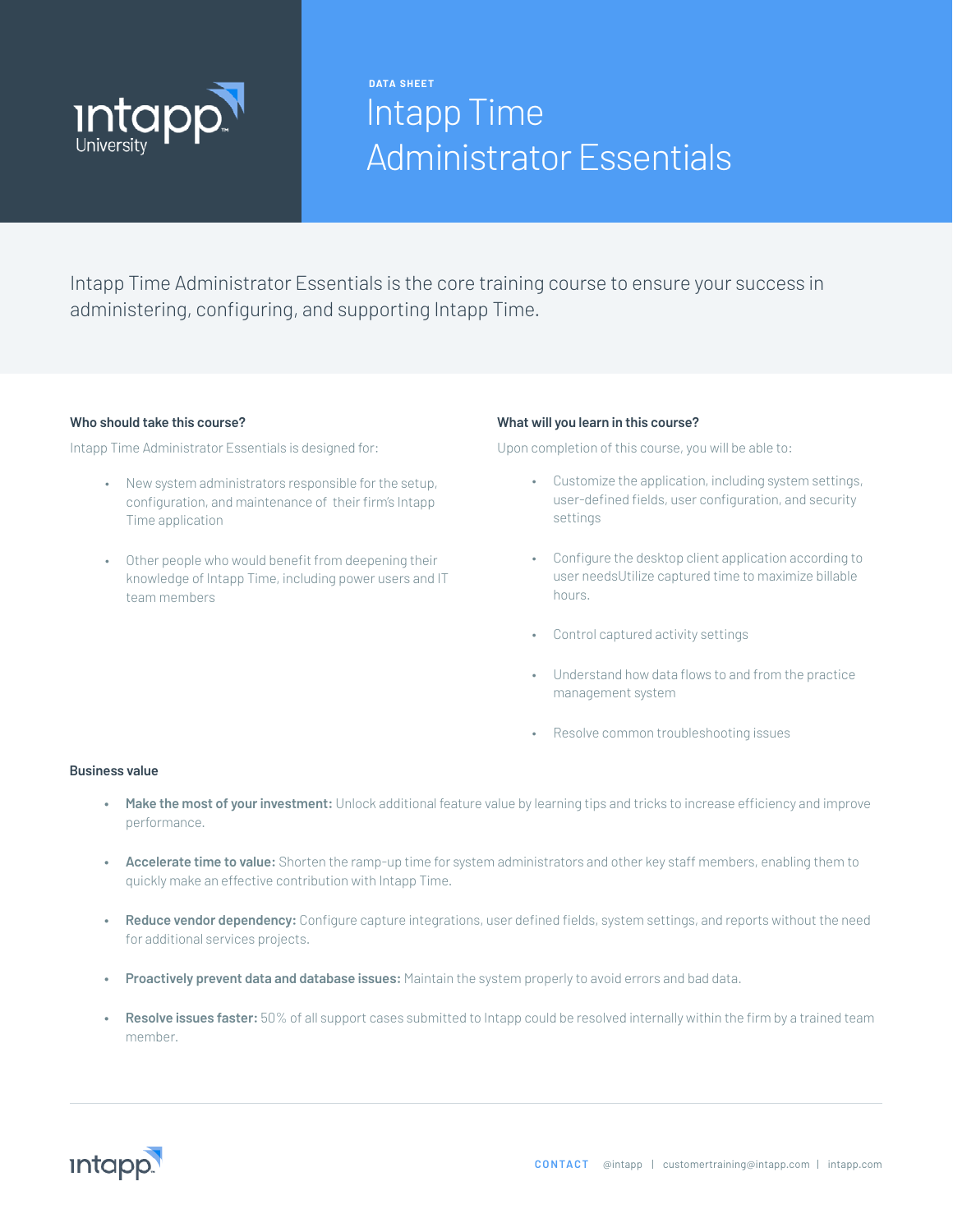DATA SHEET

# Intapp Time Administrator Essentials

Intapp Time Administrator Essentials is the core training course to ensure your success in administering, configuring, and supporting Intapp Time.

### Who should take this course?

Intapp Time Administrator Essentials is designed for:

- New system administrators responsible for the setup, configuration, and maintenance of their firm's Intapp Time application
- Other people who would benefit from deepening their knowledge of Intapp Time, including power users and IT team members

### What will you learn in this course?

Upon completion of this course, you will be able to:

- Customize the application, including system settings, user-defined fields, user configuration, and security settings
- Configure the desktop client application according to user needsUtilize captured time to maximize billable hours.
- Control captured activity settings
- Understand how data flows to and from the practice management system
- Resolve common troubleshooting issues

### Business value

- **Make the most of your investment:** Unlock additional feature value by learning tips and tricks to increase efficiency and improve performance.
- **Accelerate time to value:** Shorten the ramp-up time for system administrators and other key staff members, enabling them to quickly make an effective contribution with Intapp Time.
- **Reduce vendor dependency:** Configure capture integrations, user defined fields, system settings, and reports without the need for additional services projects.
- **Proactively prevent data and database issues:** Maintain the system properly to avoid errors and bad data.
- **Resolve issues faster:** 50% of all support cases submitted to Intapp could be resolved internally within the firm by a trained team member.

CONTACT @intapp | customertraining@intapp.com | intapp.com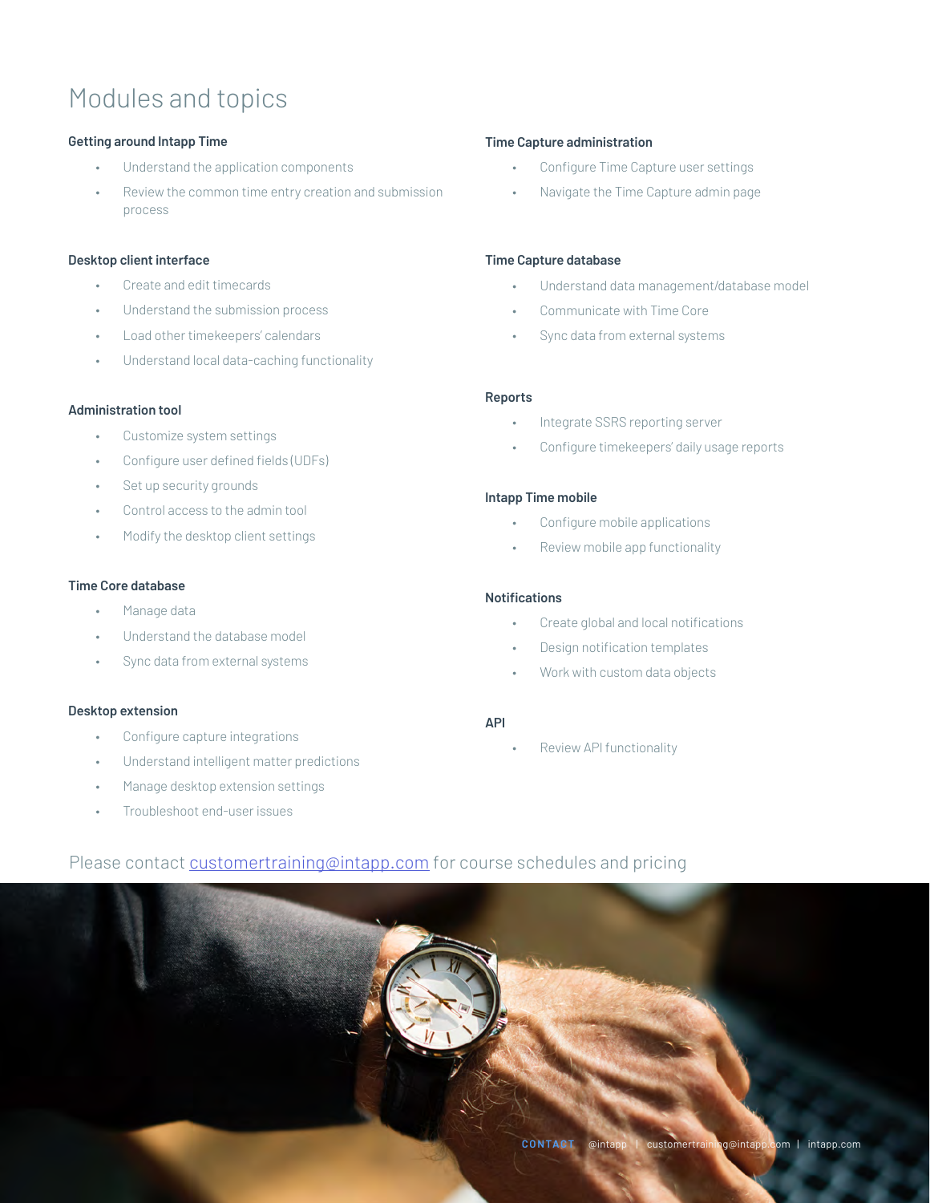# Modules and topics

### Getting around Intapp Time

- Understand the application components
- Review the common time entry creation and submission process

### Desktop client interface

- Create and edit timecards
- Understand the submission process
- Load other timekeepers' calendars
- Understand local data-caching functionality

### Administration tool

- Customize system settings
- Configure user defined fields (UDFs)
- Set up security grounds
- Control access to the admin tool
- Modify the desktop client settings

### Time Core database

- Manage data
- Understand the database model
- Sync data from external systems

### Desktop extension

- Configure capture integrations
- Understand intelligent matter predictions
- Manage desktop extension settings
- Troubleshoot end-user issues

### Time Capture administration

- Configure Time Capture user settings
- Navigate the Time Capture admin page

### Time Capture database

- Understand data management/database model
- Communicate with Time Core
- Sync data from external systems

### Reports

- Integrate SSRS reporting server
- Configure timekeepers' daily usage reports

### Intapp Time mobile

- Configure mobile applications
- Review mobile app functionality

### Notifications

- Create global and local notifications
- Design notification templates
- Work with custom data objects

### API

- Review API functionality

Please contact customertraining@intapp.com for course schedules and pricing

CONTACT @intapp | customertraining@intapp.com | intapp.com